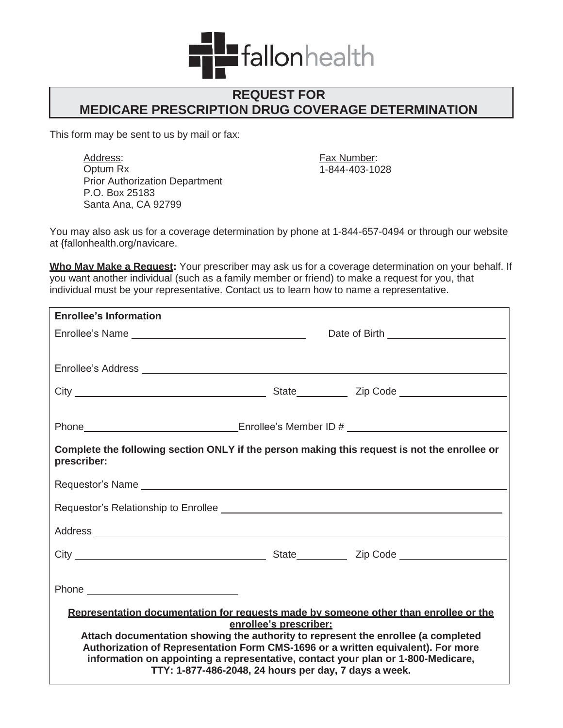fallonhealth

# REQUEST FOR MEDICARE PRESCRIPTION DRUG COVERAGE DETERMINATION

This form may be sent to us by mail or fax:

Address:
Optum Rx
Prior Authorization Department
P.O. Box 25183
Santa Ana, CA 92799

Fax Number:
1-844-403-1028

You may also ask us for a coverage determination by phone at 1-844-657-0494 or through our website at {fallonhealth.org/navicare.

**Who May Make a Request:** Your prescriber may ask us for a coverage determination on your behalf. If you want another individual (such as a family member or friend) to make a request for you, that individual must be your representative. Contact us to learn how to name a representative.

**Enrollee's Information**

Enrollee's Name ______________________ Date of Birth ______________________

Enrollee's Address ______________________

City ______________________ State __________ Zip Code ______________________

Phone ______________________ Enrollee's Member ID # ______________________

**Complete the following section ONLY if the person making this request is not the enrollee or prescriber:**

Requestor's Name ______________________

Requestor's Relationship to Enrollee ______________________

Address ______________________

City ______________________ State __________ Zip Code ______________________

Phone ______________________

**Representation documentation for requests made by someone other than enrollee or the enrollee's prescriber:**

**Attach documentation showing the authority to represent the enrollee (a completed Authorization of Representation Form CMS-1696 or a written equivalent). For more information on appointing a representative, contact your plan or 1-800-Medicare, TTY: 1-877-486-2048, 24 hours per day, 7 days a week.**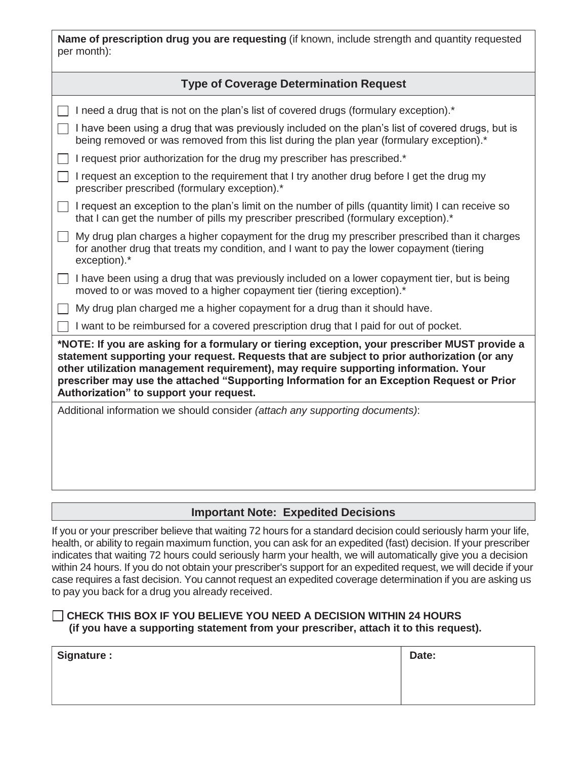**Name of prescription drug you are requesting** (if known, include strength and quantity requested per month):

## Type of Coverage Determination Request

- ☐ I need a drug that is not on the plan's list of covered drugs (formulary exception).*
- ☐ I have been using a drug that was previously included on the plan's list of covered drugs, but is being removed or was removed from this list during the plan year (formulary exception).*
- ☐ I request prior authorization for the drug my prescriber has prescribed.*
- ☐ I request an exception to the requirement that I try another drug before I get the drug my prescriber prescribed (formulary exception).*
- ☐ I request an exception to the plan's limit on the number of pills (quantity limit) I can receive so that I can get the number of pills my prescriber prescribed (formulary exception).*
- ☐ My drug plan charges a higher copayment for the drug my prescriber prescribed than it charges for another drug that treats my condition, and I want to pay the lower copayment (tiering exception).*
- ☐ I have been using a drug that was previously included on a lower copayment tier, but is being moved to or was moved to a higher copayment tier (tiering exception).*
- ☐ My drug plan charged me a higher copayment for a drug than it should have.
- ☐ I want to be reimbursed for a covered prescription drug that I paid for out of pocket.

**\*NOTE: If you are asking for a formulary or tiering exception, your prescriber MUST provide a statement supporting your request. Requests that are subject to prior authorization (or any other utilization management requirement), may require supporting information. Your prescriber may use the attached "Supporting Information for an Exception Request or Prior Authorization" to support your request.**

Additional information we should consider *(attach any supporting documents)*:

## Important Note: Expedited Decisions

If you or your prescriber believe that waiting 72 hours for a standard decision could seriously harm your life, health, or ability to regain maximum function, you can ask for an expedited (fast) decision. If your prescriber indicates that waiting 72 hours could seriously harm your health, we will automatically give you a decision within 24 hours. If you do not obtain your prescriber's support for an expedited request, we will decide if your case requires a fast decision. You cannot request an expedited coverage determination if you are asking us to pay you back for a drug you already received.

☐ **CHECK THIS BOX IF YOU BELIEVE YOU NEED A DECISION WITHIN 24 HOURS (if you have a supporting statement from your prescriber, attach it to this request).**

| Signature : | Date: |
|---|---|
| | |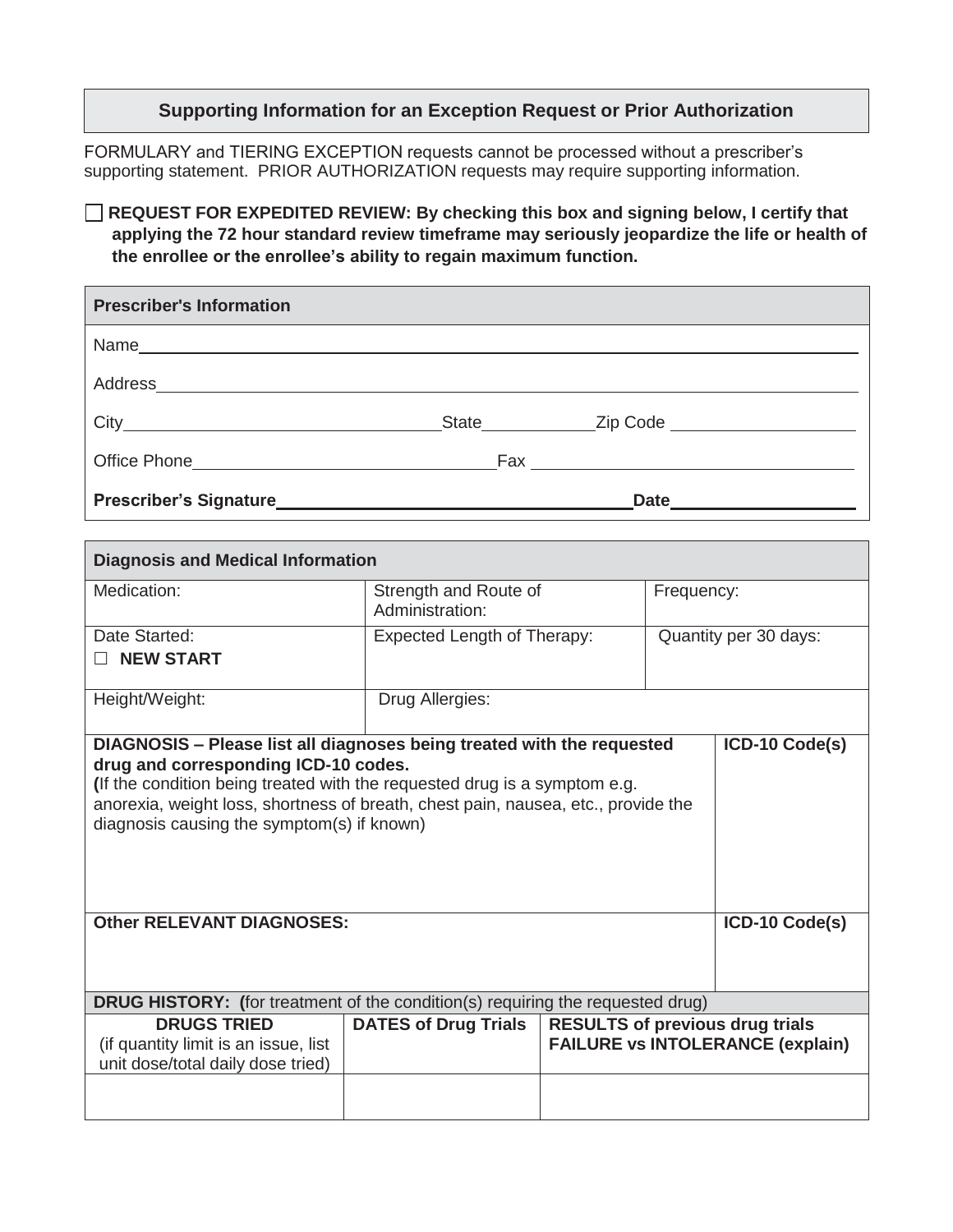## Supporting Information for an Exception Request or Prior Authorization

FORMULARY and TIERING EXCEPTION requests cannot be processed without a prescriber's supporting statement. PRIOR AUTHORIZATION requests may require supporting information.

☐ **REQUEST FOR EXPEDITED REVIEW: By checking this box and signing below, I certify that applying the 72 hour standard review timeframe may seriously jeopardize the life or health of the enrollee or the enrollee's ability to regain maximum function.**

| **Prescriber's Information** | |
|---|---|
| Name | |
| Address | |
| City | State Zip Code |
| Office Phone | Fax |
| **Prescriber's Signature** | **Date** |

**Diagnosis and Medical Information**

| | | |
|---|---|---|
| Medication: | Strength and Route of Administration: | Frequency: |
| Date Started: ☐ **NEW START** | Expected Length of Therapy: | Quantity per 30 days: |
| Height/Weight: | Drug Allergies: | |

| **DIAGNOSIS – Please list all diagnoses being treated with the requested drug and corresponding ICD-10 codes.** (If the condition being treated with the requested drug is a symptom e.g. anorexia, weight loss, shortness of breath, chest pain, nausea, etc., provide the diagnosis causing the symptom(s) if known) | **ICD-10 Code(s)** |
|---|---|
| | |
| **Other RELEVANT DIAGNOSES:** | **ICD-10 Code(s)** |
| | |

**DRUG HISTORY: (**for treatment of the condition(s) requiring the requested drug)

| **DRUGS TRIED** (if quantity limit is an issue, list unit dose/total daily dose tried) | **DATES of Drug Trials** | **RESULTS of previous drug trials FAILURE vs INTOLERANCE (explain)** |
|---|---|---|
| | | |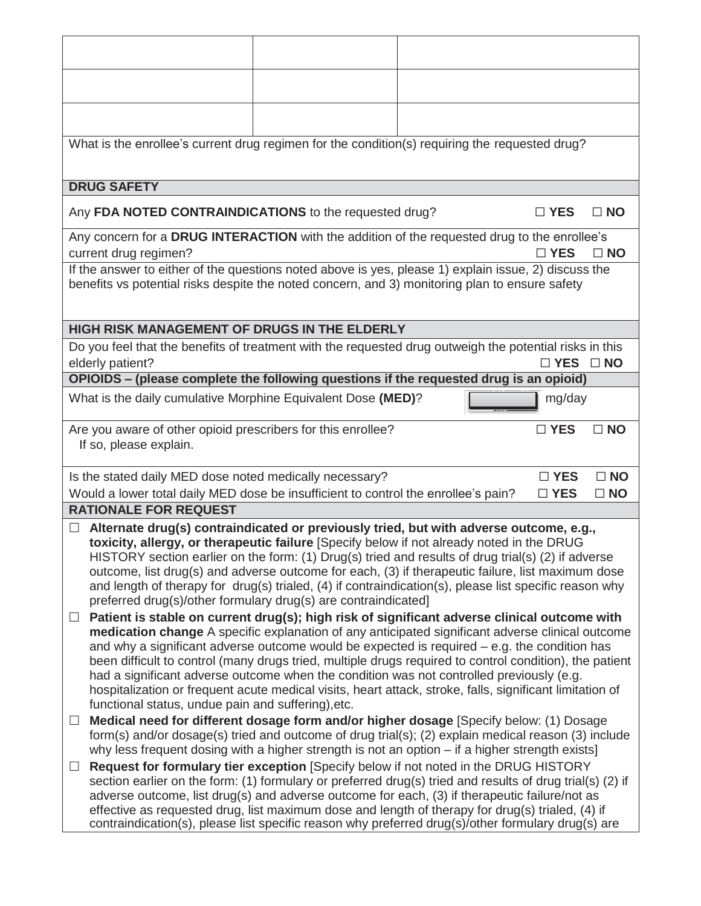| | | |
|---|---|---|
| | | |
| | | |
| | | |

What is the enrollee's current drug regimen for the condition(s) requiring the requested drug?

**DRUG SAFETY**

Any **FDA NOTED CONTRAINDICATIONS** to the requested drug? ☐ **YES** ☐ **NO**

Any concern for a **DRUG INTERACTION** with the addition of the requested drug to the enrollee's current drug regimen? ☐ **YES** ☐ **NO**

If the answer to either of the questions noted above is yes, please 1) explain issue, 2) discuss the benefits vs potential risks despite the noted concern, and 3) monitoring plan to ensure safety

**HIGH RISK MANAGEMENT OF DRUGS IN THE ELDERLY**

Do you feel that the benefits of treatment with the requested drug outweigh the potential risks in this elderly patient? ☐ **YES** ☐ **NO**

**OPIOIDS – (please complete the following questions if the requested drug is an opioid)**

What is the daily cumulative Morphine Equivalent Dose **(MED)**? ________ mg/day

Are you aware of other opioid prescribers for this enrollee? ☐ **YES** ☐ **NO**
If so, please explain.

Is the stated daily MED dose noted medically necessary? ☐ **YES** ☐ **NO**

Would a lower total daily MED dose be insufficient to control the enrollee's pain? ☐ **YES** ☐ **NO**

**RATIONALE FOR REQUEST**

☐ **Alternate drug(s) contraindicated or previously tried, but with adverse outcome, e.g., toxicity, allergy, or therapeutic failure** [Specify below if not already noted in the DRUG HISTORY section earlier on the form: (1) Drug(s) tried and results of drug trial(s) (2) if adverse outcome, list drug(s) and adverse outcome for each, (3) if therapeutic failure, list maximum dose and length of therapy for drug(s) trialed, (4) if contraindication(s), please list specific reason why preferred drug(s)/other formulary drug(s) are contraindicated]

☐ **Patient is stable on current drug(s); high risk of significant adverse clinical outcome with medication change** A specific explanation of any anticipated significant adverse clinical outcome and why a significant adverse outcome would be expected is required – e.g. the condition has been difficult to control (many drugs tried, multiple drugs required to control condition), the patient had a significant adverse outcome when the condition was not controlled previously (e.g. hospitalization or frequent acute medical visits, heart attack, stroke, falls, significant limitation of functional status, undue pain and suffering),etc.

☐ **Medical need for different dosage form and/or higher dosage** [Specify below: (1) Dosage form(s) and/or dosage(s) tried and outcome of drug trial(s); (2) explain medical reason (3) include why less frequent dosing with a higher strength is not an option – if a higher strength exists]

☐ **Request for formulary tier exception** [Specify below if not noted in the DRUG HISTORY section earlier on the form: (1) formulary or preferred drug(s) tried and results of drug trial(s) (2) if adverse outcome, list drug(s) and adverse outcome for each, (3) if therapeutic failure/not as effective as requested drug, list maximum dose and length of therapy for drug(s) trialed, (4) if contraindication(s), please list specific reason why preferred drug(s)/other formulary drug(s) are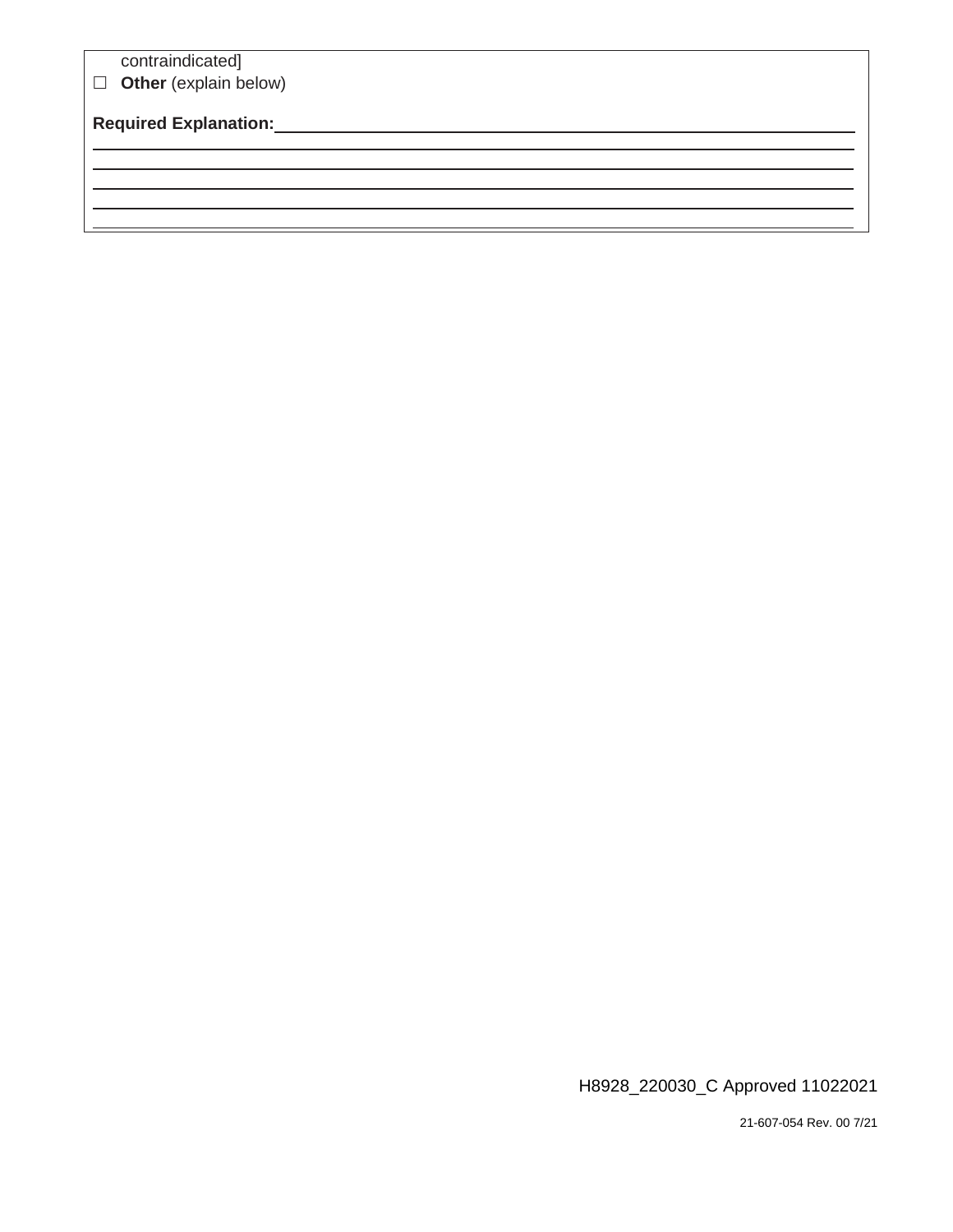contraindicated]

☐ **Other** (explain below)

**Required Explanation:**\_\_\_\_\_\_\_\_\_\_\_\_\_\_\_\_\_\_\_\_\_\_\_\_\_\_\_\_\_\_\_\_\_\_\_\_\_\_\_\_\_\_\_\_\_\_\_\_\_\_\_\_\_\_\_\_\_\_\_\_

\_\_\_\_\_\_\_\_\_\_\_\_\_\_\_\_\_\_\_\_\_\_\_\_\_\_\_\_\_\_\_\_\_\_\_\_\_\_\_\_\_\_\_\_\_\_\_\_\_\_\_\_\_\_\_\_\_\_\_\_\_\_\_\_\_\_\_\_\_\_\_\_\_\_\_\_\_\_

\_\_\_\_\_\_\_\_\_\_\_\_\_\_\_\_\_\_\_\_\_\_\_\_\_\_\_\_\_\_\_\_\_\_\_\_\_\_\_\_\_\_\_\_\_\_\_\_\_\_\_\_\_\_\_\_\_\_\_\_\_\_\_\_\_\_\_\_\_\_\_\_\_\_\_\_\_\_

\_\_\_\_\_\_\_\_\_\_\_\_\_\_\_\_\_\_\_\_\_\_\_\_\_\_\_\_\_\_\_\_\_\_\_\_\_\_\_\_\_\_\_\_\_\_\_\_\_\_\_\_\_\_\_\_\_\_\_\_\_\_\_\_\_\_\_\_\_\_\_\_\_\_\_\_\_\_

\_\_\_\_\_\_\_\_\_\_\_\_\_\_\_\_\_\_\_\_\_\_\_\_\_\_\_\_\_\_\_\_\_\_\_\_\_\_\_\_\_\_\_\_\_\_\_\_\_\_\_\_\_\_\_\_\_\_\_\_\_\_\_\_\_\_\_\_\_\_\_\_\_\_\_\_\_\_

\_\_\_\_\_\_\_\_\_\_\_\_\_\_\_\_\_\_\_\_\_\_\_\_\_\_\_\_\_\_\_\_\_\_\_\_\_\_\_\_\_\_\_\_\_\_\_\_\_\_\_\_\_\_\_\_\_\_\_\_\_\_\_\_\_\_\_\_\_\_\_\_\_\_\_\_\_\_

H8928_220030_C Approved 11022021

21-607-054 Rev. 00 7/21